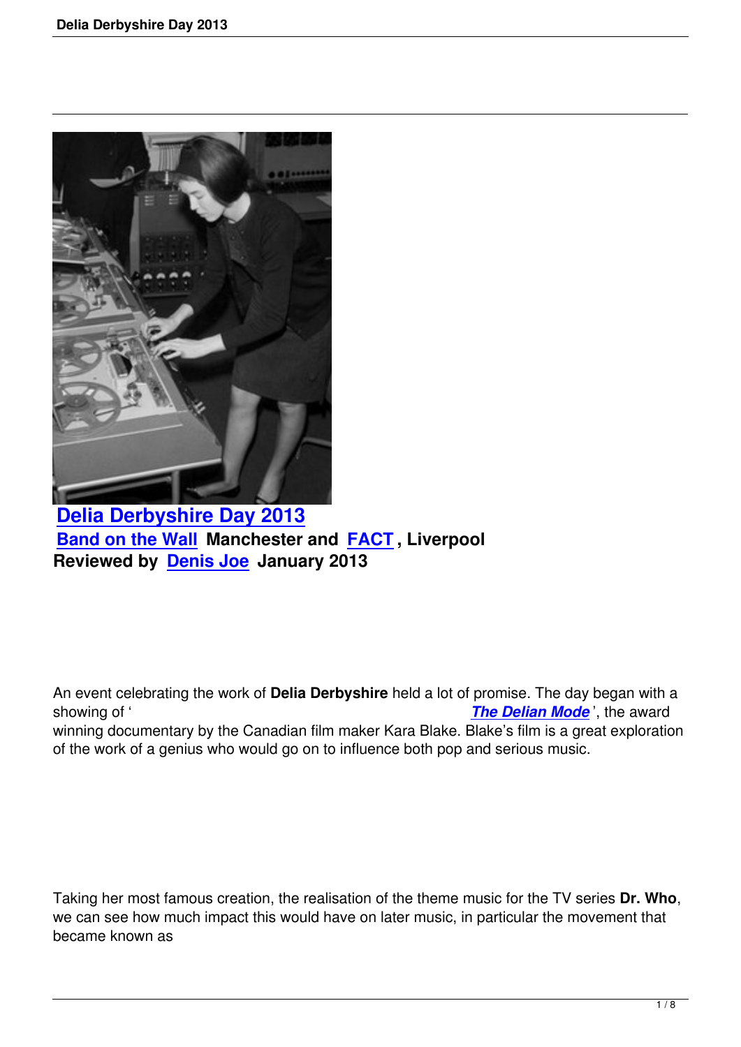# Delia Derbyshire Day 2013

**Band on the Wall Manchester and FACT , Liverpool**

**Reviewed by Denis Joe January 2013**

An event celebrating the work of **Delia Derbyshire** held a lot of promise. The day began with a showing of '*The Delian Mode*', the award winning documentary by the Canadian film maker Kara Blake. Blake's film is a great exploration of the work of a genius who would go on to influence both pop and serious music.

Taking her most famous creation, the realisation of the theme music for the TV series **Dr. Who**, we can see how much impact this would have on later music, in particular the movement that became known as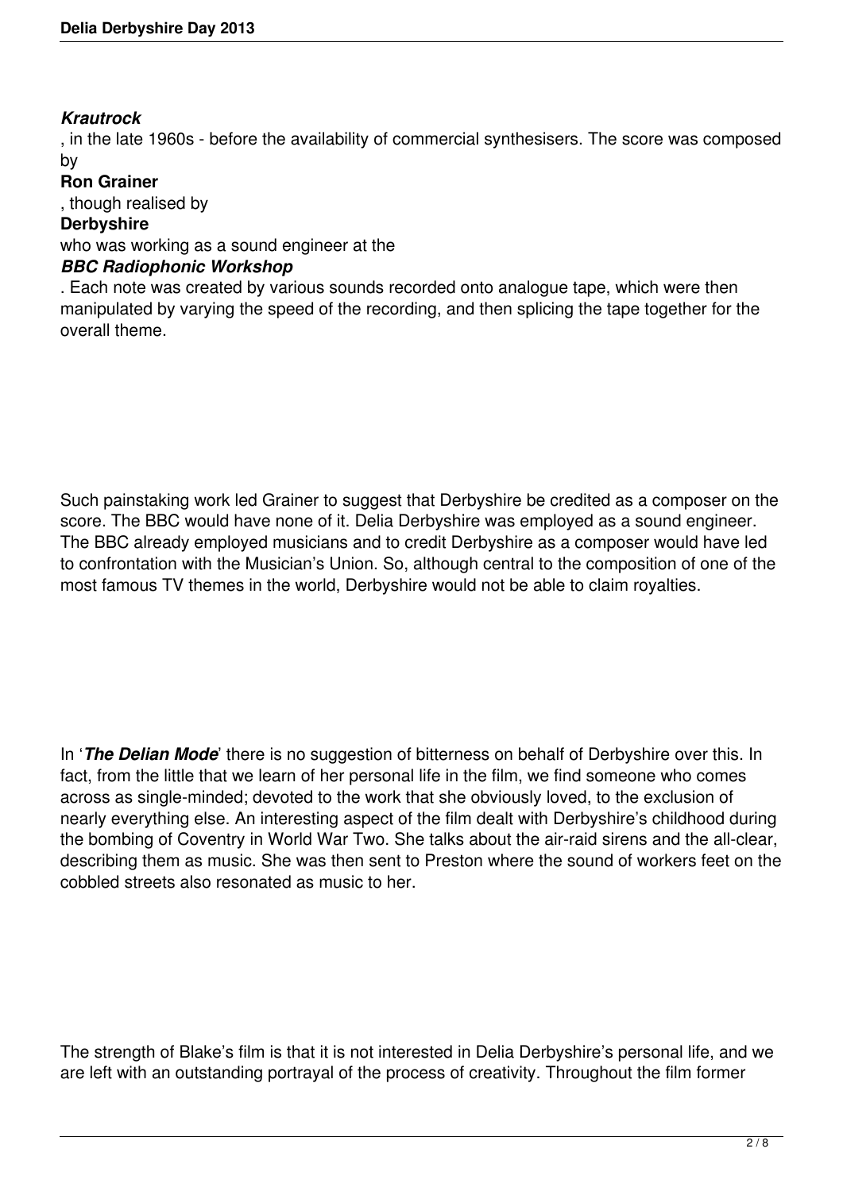***Krautrock***, in the late 1960s - before the availability of commercial synthesisers. The score was composed by **Ron Grainer**, though realised by **Derbyshire** who was working as a sound engineer at the ***BBC Radiophonic Workshop***. Each note was created by various sounds recorded onto analogue tape, which were then manipulated by varying the speed of the recording, and then splicing the tape together for the overall theme.

Such painstaking work led Grainer to suggest that Derbyshire be credited as a composer on the score. The BBC would have none of it. Delia Derbyshire was employed as a sound engineer. The BBC already employed musicians and to credit Derbyshire as a composer would have led to confrontation with the Musician's Union. So, although central to the composition of one of the most famous TV themes in the world, Derbyshire would not be able to claim royalties.

In '***The Delian Mode***' there is no suggestion of bitterness on behalf of Derbyshire over this. In fact, from the little that we learn of her personal life in the film, we find someone who comes across as single-minded; devoted to the work that she obviously loved, to the exclusion of nearly everything else. An interesting aspect of the film dealt with Derbyshire's childhood during the bombing of Coventry in World War Two. She talks about the air-raid sirens and the all-clear, describing them as music. She was then sent to Preston where the sound of workers feet on the cobbled streets also resonated as music to her.

The strength of Blake's film is that it is not interested in Delia Derbyshire's personal life, and we are left with an outstanding portrayal of the process of creativity. Throughout the film former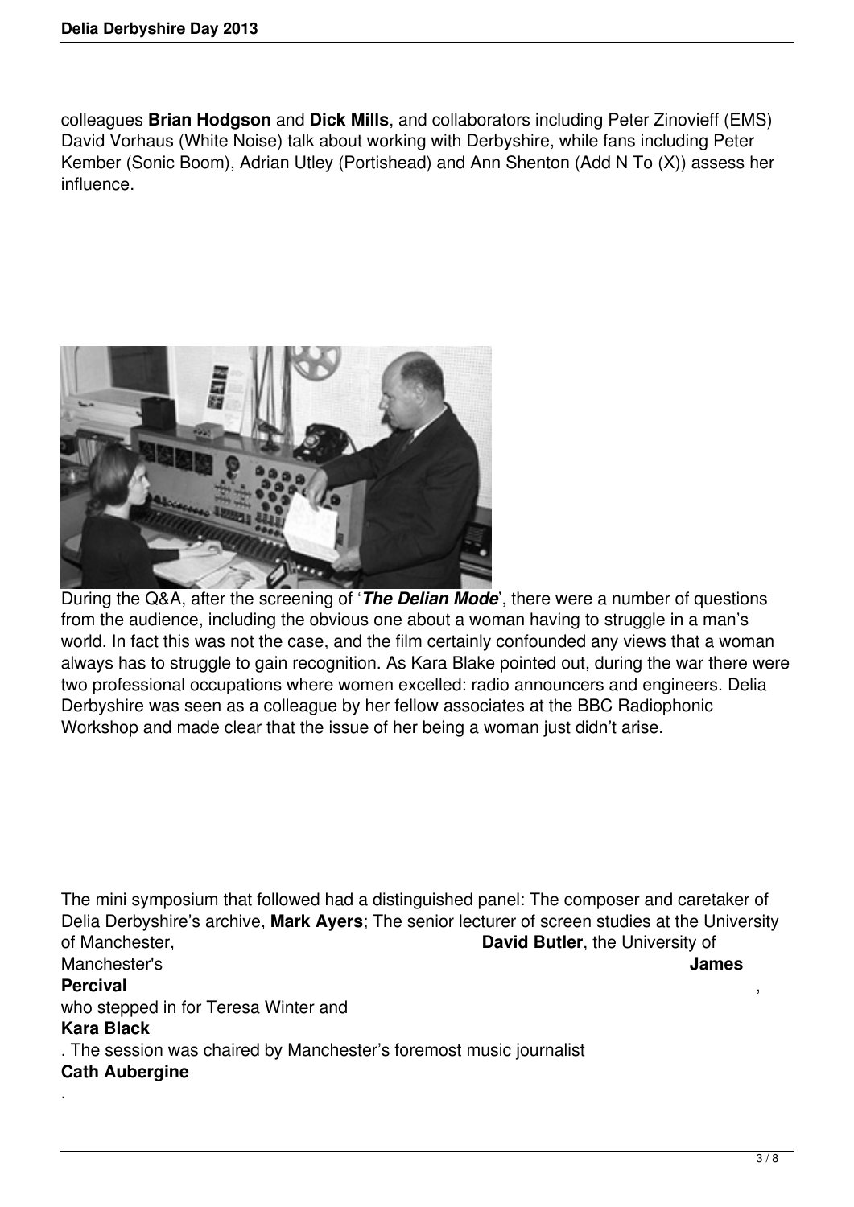colleagues **Brian Hodgson** and **Dick Mills**, and collaborators including Peter Zinovieff (EMS) David Vorhaus (White Noise) talk about working with Derbyshire, while fans including Peter Kember (Sonic Boom), Adrian Utley (Portishead) and Ann Shenton (Add N To (X)) assess her influence.

During the Q&A, after the screening of '***The Delian Mode***', there were a number of questions from the audience, including the obvious one about a woman having to struggle in a man's world. In fact this was not the case, and the film certainly confounded any views that a woman always has to struggle to gain recognition. As Kara Blake pointed out, during the war there were two professional occupations where women excelled: radio announcers and engineers. Delia Derbyshire was seen as a colleague by her fellow associates at the BBC Radiophonic Workshop and made clear that the issue of her being a woman just didn't arise.

The mini symposium that followed had a distinguished panel: The composer and caretaker of Delia Derbyshire's archive, **Mark Ayers**; The senior lecturer of screen studies at the University of Manchester, **David Butler**, the University of Manchester's **James Percival**, who stepped in for Teresa Winter and **Kara Black**. The session was chaired by Manchester's foremost music journalist **Cath Aubergine**.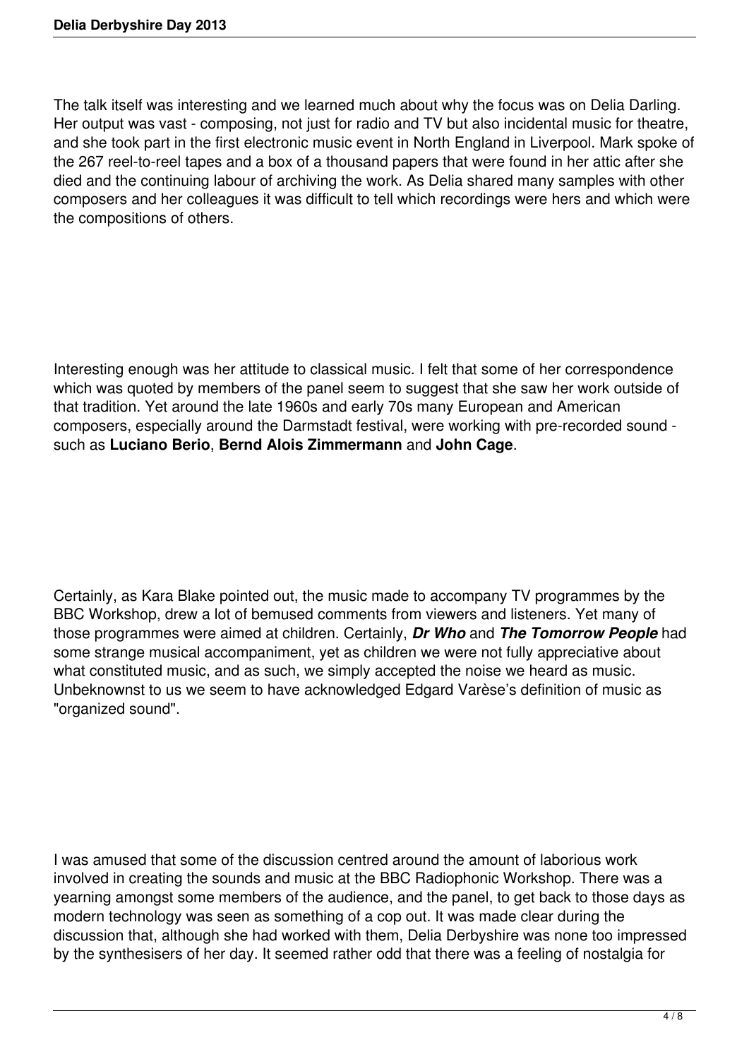The talk itself was interesting and we learned much about why the focus was on Delia Darling. Her output was vast - composing, not just for radio and TV but also incidental music for theatre, and she took part in the first electronic music event in North England in Liverpool. Mark spoke of the 267 reel-to-reel tapes and a box of a thousand papers that were found in her attic after she died and the continuing labour of archiving the work. As Delia shared many samples with other composers and her colleagues it was difficult to tell which recordings were hers and which were the compositions of others.

Interesting enough was her attitude to classical music. I felt that some of her correspondence which was quoted by members of the panel seem to suggest that she saw her work outside of that tradition. Yet around the late 1960s and early 70s many European and American composers, especially around the Darmstadt festival, were working with pre-recorded sound - such as **Luciano Berio**, **Bernd Alois Zimmermann** and **John Cage**.

Certainly, as Kara Blake pointed out, the music made to accompany TV programmes by the BBC Workshop, drew a lot of bemused comments from viewers and listeners. Yet many of those programmes were aimed at children. Certainly, ***Dr Who*** and ***The Tomorrow People*** had some strange musical accompaniment, yet as children we were not fully appreciative about what constituted music, and as such, we simply accepted the noise we heard as music. Unbeknownst to us we seem to have acknowledged Edgard Varèse's definition of music as "organized sound".

I was amused that some of the discussion centred around the amount of laborious work involved in creating the sounds and music at the BBC Radiophonic Workshop. There was a yearning amongst some members of the audience, and the panel, to get back to those days as modern technology was seen as something of a cop out. It was made clear during the discussion that, although she had worked with them, Delia Derbyshire was none too impressed by the synthesisers of her day. It seemed rather odd that there was a feeling of nostalgia for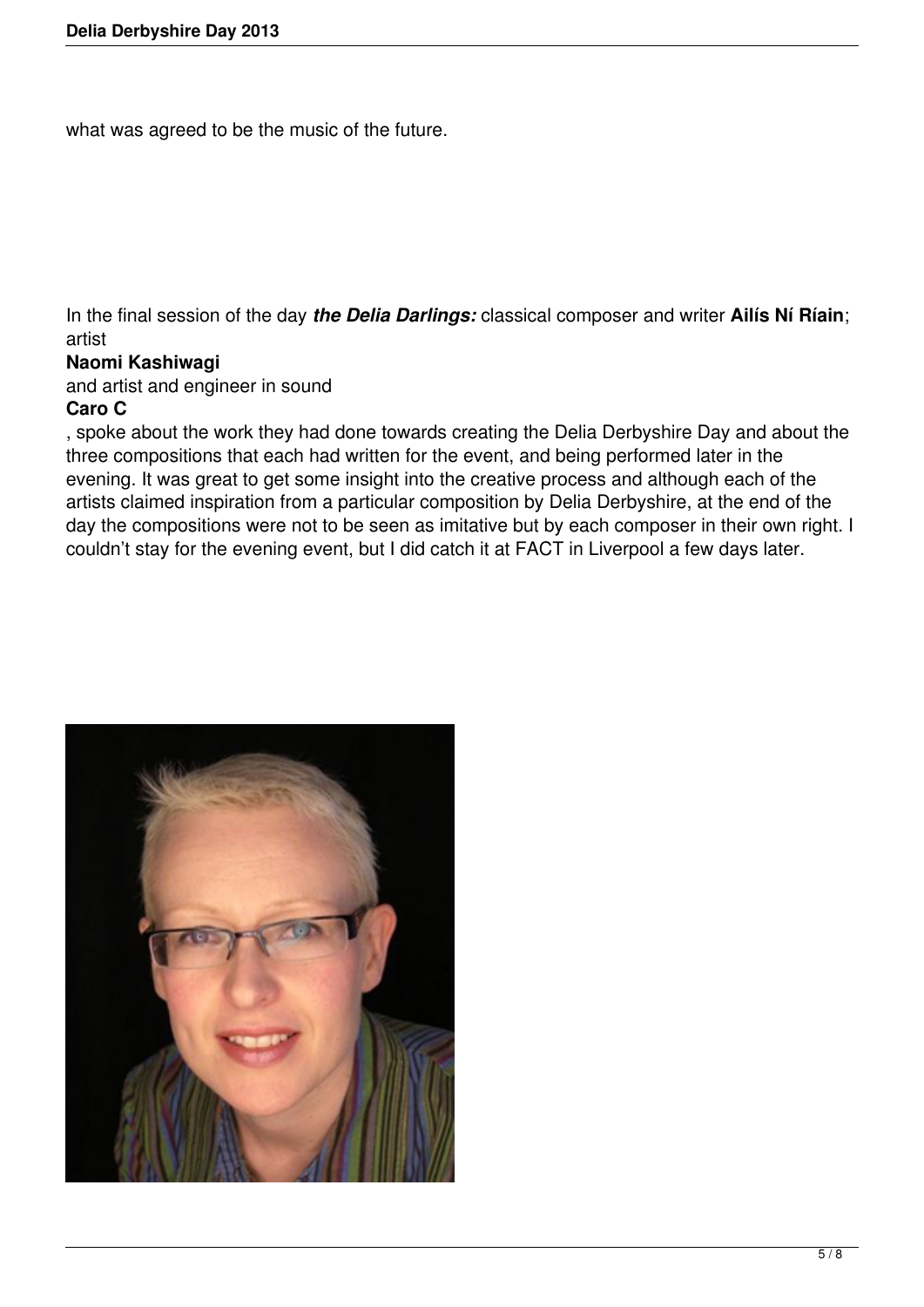what was agreed to be the music of the future.

In the final session of the day ***the Delia Darlings:*** classical composer and writer **Ailís Ní Ríain**; artist **Naomi Kashiwagi** and artist and engineer in sound **Caro C**, spoke about the work they had done towards creating the Delia Derbyshire Day and about the three compositions that each had written for the event, and being performed later in the evening. It was great to get some insight into the creative process and although each of the artists claimed inspiration from a particular composition by Delia Derbyshire, at the end of the day the compositions were not to be seen as imitative but by each composer in their own right. I couldn't stay for the evening event, but I did catch it at FACT in Liverpool a few days later.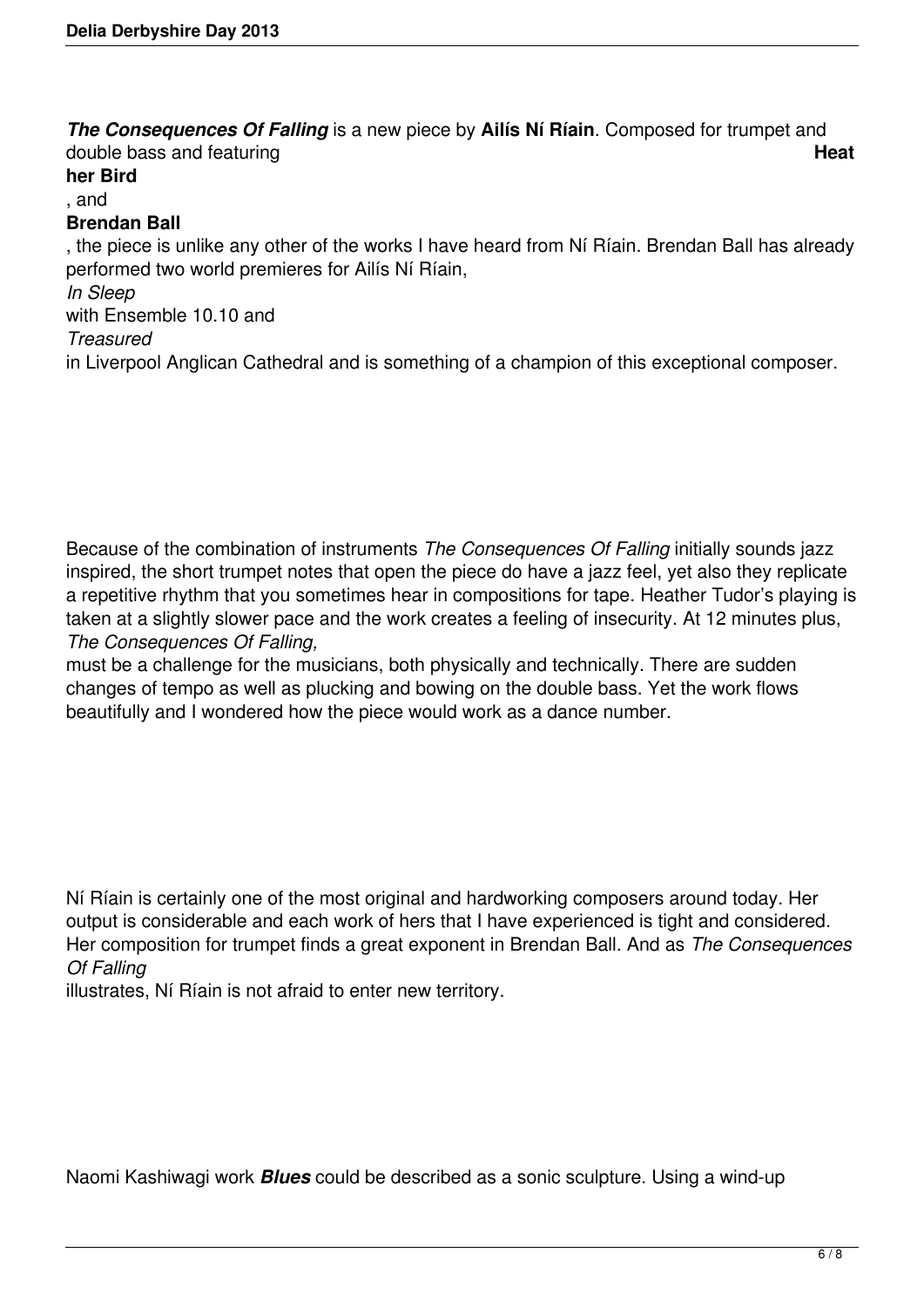***The Consequences Of Falling*** is a new piece by **Ailís Ní Ríain**. Composed for trumpet and double bass and featuring **Heather Bird**, and **Brendan Ball**, the piece is unlike any other of the works I have heard from Ní Ríain. Brendan Ball has already performed two world premieres for Ailís Ní Ríain, *In Sleep* with Ensemble 10.10 and *Treasured* in Liverpool Anglican Cathedral and is something of a champion of this exceptional composer.

Because of the combination of instruments *The Consequences Of Falling* initially sounds jazz inspired, the short trumpet notes that open the piece do have a jazz feel, yet also they replicate a repetitive rhythm that you sometimes hear in compositions for tape. Heather Tudor's playing is taken at a slightly slower pace and the work creates a feeling of insecurity. At 12 minutes plus, *The Consequences Of Falling,* must be a challenge for the musicians, both physically and technically. There are sudden changes of tempo as well as plucking and bowing on the double bass. Yet the work flows beautifully and I wondered how the piece would work as a dance number.

Ní Ríain is certainly one of the most original and hardworking composers around today. Her output is considerable and each work of hers that I have experienced is tight and considered. Her composition for trumpet finds a great exponent in Brendan Ball. And as *The Consequences Of Falling* illustrates, Ní Ríain is not afraid to enter new territory.

Naomi Kashiwagi work ***Blues*** could be described as a sonic sculpture. Using a wind-up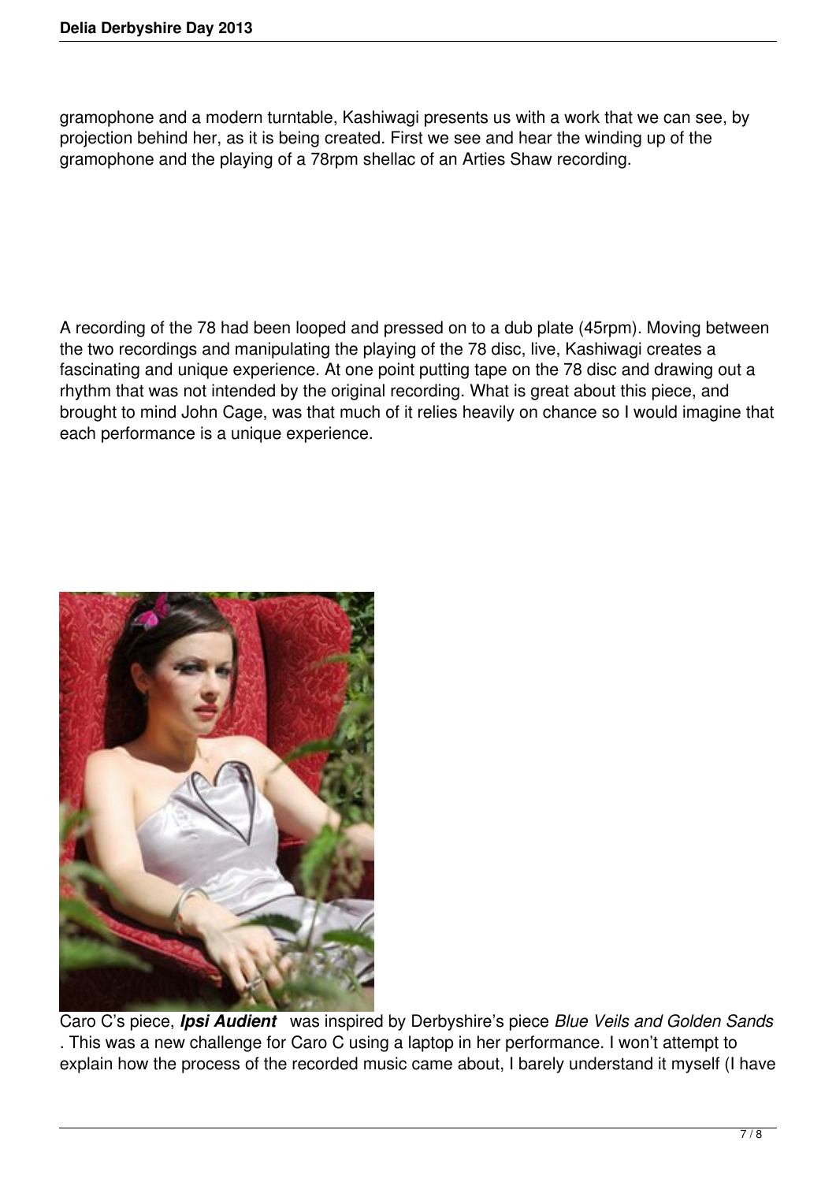gramophone and a modern turntable, Kashiwagi presents us with a work that we can see, by projection behind her, as it is being created. First we see and hear the winding up of the gramophone and the playing of a 78rpm shellac of an Arties Shaw recording.

A recording of the 78 had been looped and pressed on to a dub plate (45rpm). Moving between the two recordings and manipulating the playing of the 78 disc, live, Kashiwagi creates a fascinating and unique experience. At one point putting tape on the 78 disc and drawing out a rhythm that was not intended by the original recording. What is great about this piece, and brought to mind John Cage, was that much of it relies heavily on chance so I would imagine that each performance is a unique experience.

Caro C's piece, ***Ipsi Audient*** was inspired by Derbyshire's piece *Blue Veils and Golden Sands* . This was a new challenge for Caro C using a laptop in her performance. I won't attempt to explain how the process of the recorded music came about, I barely understand it myself (I have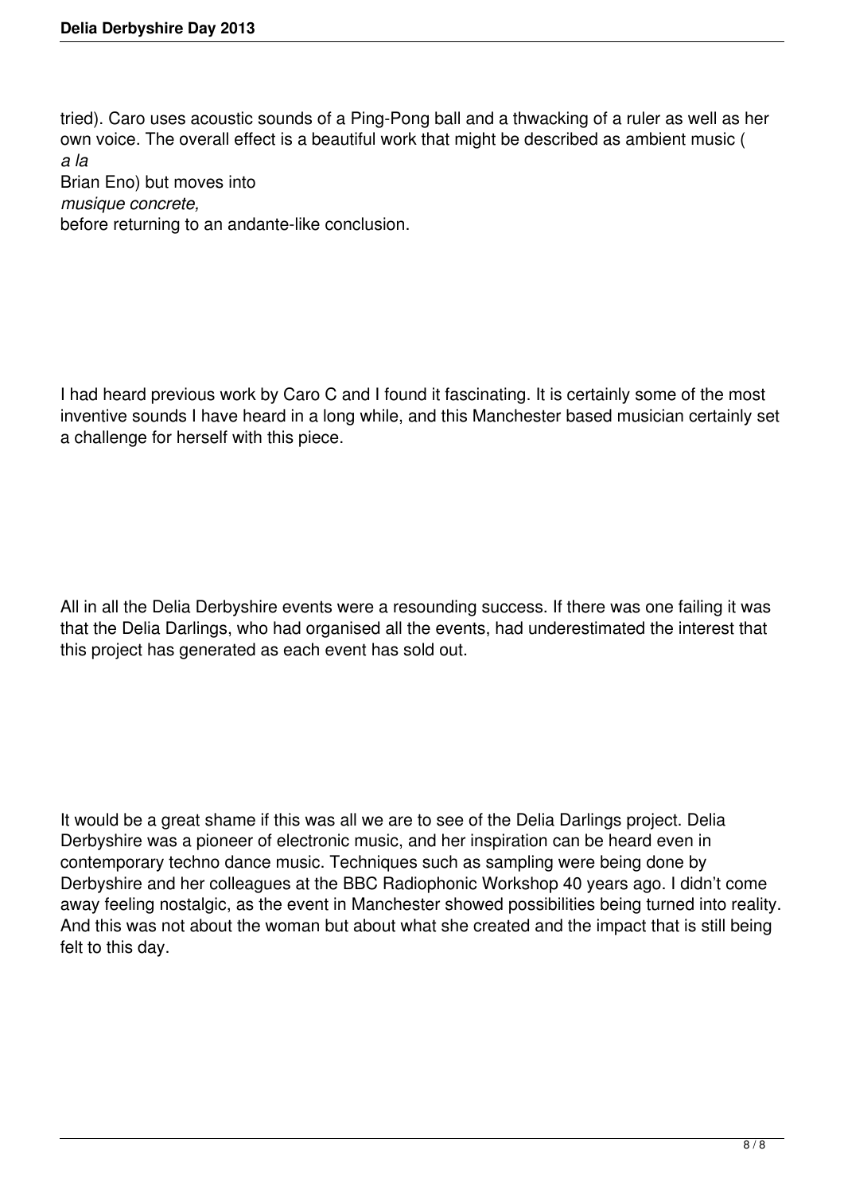tried). Caro uses acoustic sounds of a Ping-Pong ball and a thwacking of a ruler as well as her own voice. The overall effect is a beautiful work that might be described as ambient music (*a la* Brian Eno) but moves into *musique concrete,* before returning to an andante-like conclusion.

I had heard previous work by Caro C and I found it fascinating. It is certainly some of the most inventive sounds I have heard in a long while, and this Manchester based musician certainly set a challenge for herself with this piece.

All in all the Delia Derbyshire events were a resounding success. If there was one failing it was that the Delia Darlings, who had organised all the events, had underestimated the interest that this project has generated as each event has sold out.

It would be a great shame if this was all we are to see of the Delia Darlings project. Delia Derbyshire was a pioneer of electronic music, and her inspiration can be heard even in contemporary techno dance music. Techniques such as sampling were being done by Derbyshire and her colleagues at the BBC Radiophonic Workshop 40 years ago. I didn't come away feeling nostalgic, as the event in Manchester showed possibilities being turned into reality. And this was not about the woman but about what she created and the impact that is still being felt to this day.